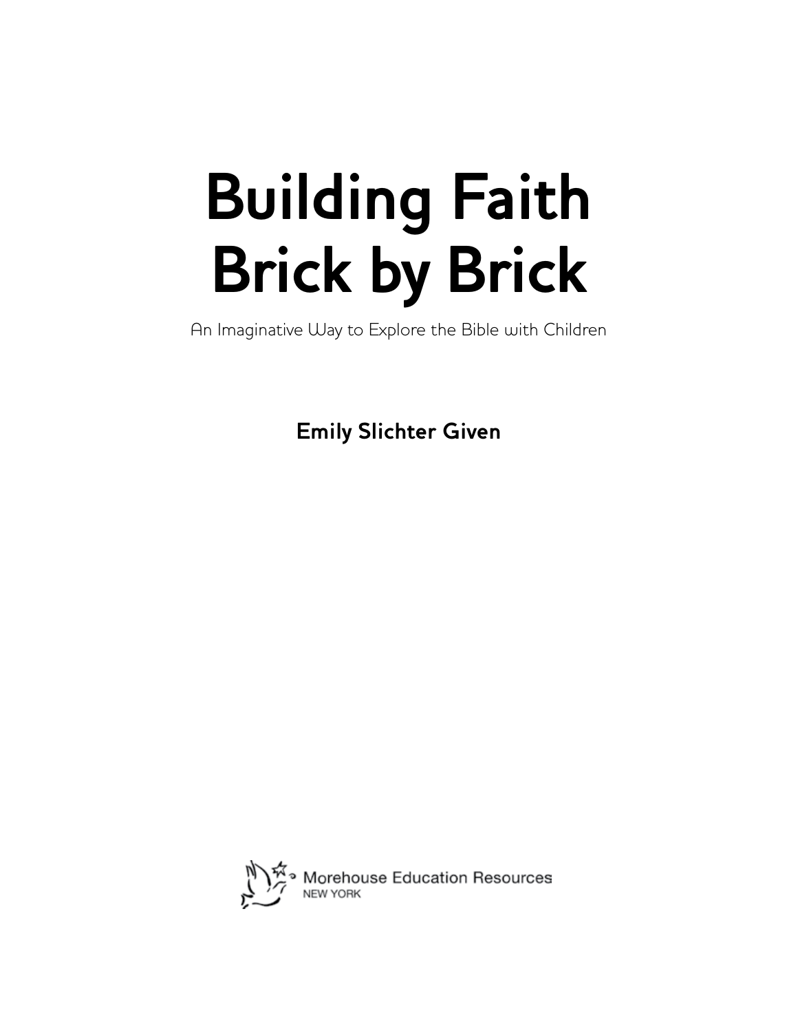# Building Faith Brick by Brick

An Imaginative Way to Explore the Bible with Children

**Emily Slichter Given**

Morehouse Education Resources
NEW YORK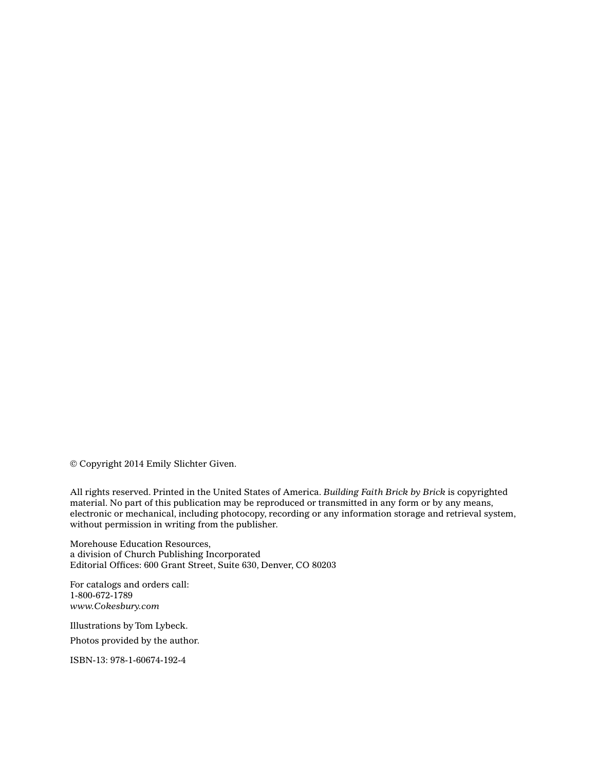© Copyright 2014 Emily Slichter Given.

All rights reserved. Printed in the United States of America. *Building Faith Brick by Brick* is copyrighted material. No part of this publication may be reproduced or transmitted in any form or by any means, electronic or mechanical, including photocopy, recording or any information storage and retrieval system, without permission in writing from the publisher.

Morehouse Education Resources,  
a division of Church Publishing Incorporated  
Editorial Offices: 600 Grant Street, Suite 630, Denver, CO 80203

For catalogs and orders call:  
1-800-672-1789  
*www.Cokesbury.com*

Illustrations by Tom Lybeck.

Photos provided by the author.

ISBN-13: 978-1-60674-192-4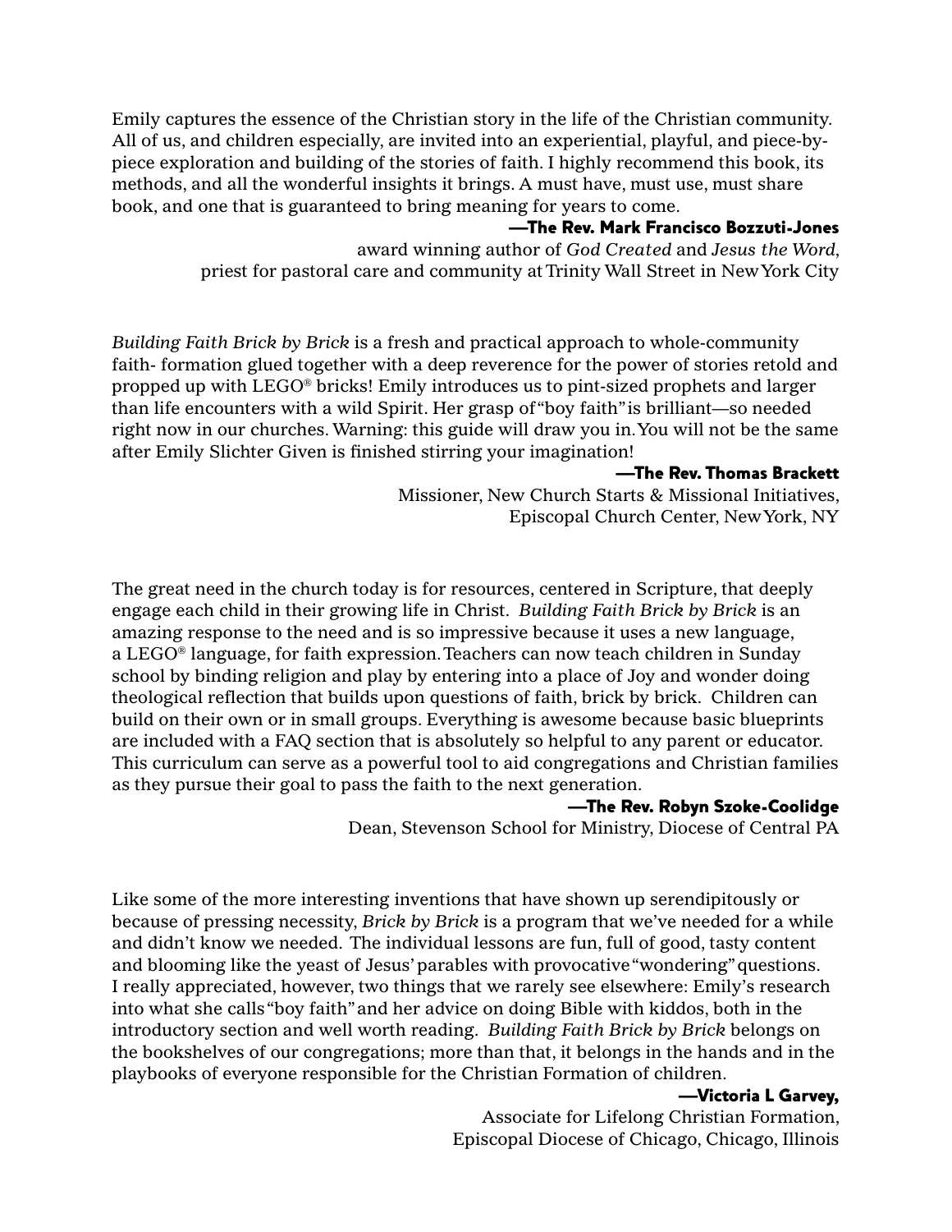Emily captures the essence of the Christian story in the life of the Christian community. All of us, and children especially, are invited into an experiential, playful, and piece-by-piece exploration and building of the stories of faith. I highly recommend this book, its methods, and all the wonderful insights it brings. A must have, must use, must share book, and one that is guaranteed to bring meaning for years to come.

**—The Rev. Mark Francisco Bozzuti-Jones**
award winning author of *God Created* and *Jesus the Word*,
priest for pastoral care and community at Trinity Wall Street in New York City

*Building Faith Brick by Brick* is a fresh and practical approach to whole-community faith- formation glued together with a deep reverence for the power of stories retold and propped up with LEGO® bricks! Emily introduces us to pint-sized prophets and larger than life encounters with a wild Spirit. Her grasp of "boy faith" is brilliant—so needed right now in our churches. Warning: this guide will draw you in. You will not be the same after Emily Slichter Given is finished stirring your imagination!

**—The Rev. Thomas Brackett**
Missioner, New Church Starts & Missional Initiatives,
Episcopal Church Center, New York, NY

The great need in the church today is for resources, centered in Scripture, that deeply engage each child in their growing life in Christ. *Building Faith Brick by Brick* is an amazing response to the need and is so impressive because it uses a new language, a LEGO® language, for faith expression. Teachers can now teach children in Sunday school by binding religion and play by entering into a place of Joy and wonder doing theological reflection that builds upon questions of faith, brick by brick. Children can build on their own or in small groups. Everything is awesome because basic blueprints are included with a FAQ section that is absolutely so helpful to any parent or educator. This curriculum can serve as a powerful tool to aid congregations and Christian families as they pursue their goal to pass the faith to the next generation.

**—The Rev. Robyn Szoke-Coolidge**
Dean, Stevenson School for Ministry, Diocese of Central PA

Like some of the more interesting inventions that have shown up serendipitously or because of pressing necessity, *Brick by Brick* is a program that we've needed for a while and didn't know we needed. The individual lessons are fun, full of good, tasty content and blooming like the yeast of Jesus' parables with provocative "wondering" questions. I really appreciated, however, two things that we rarely see elsewhere: Emily's research into what she calls "boy faith" and her advice on doing Bible with kiddos, both in the introductory section and well worth reading. *Building Faith Brick by Brick* belongs on the bookshelves of our congregations; more than that, it belongs in the hands and in the playbooks of everyone responsible for the Christian Formation of children.

**—Victoria L Garvey,**
Associate for Lifelong Christian Formation,
Episcopal Diocese of Chicago, Chicago, Illinois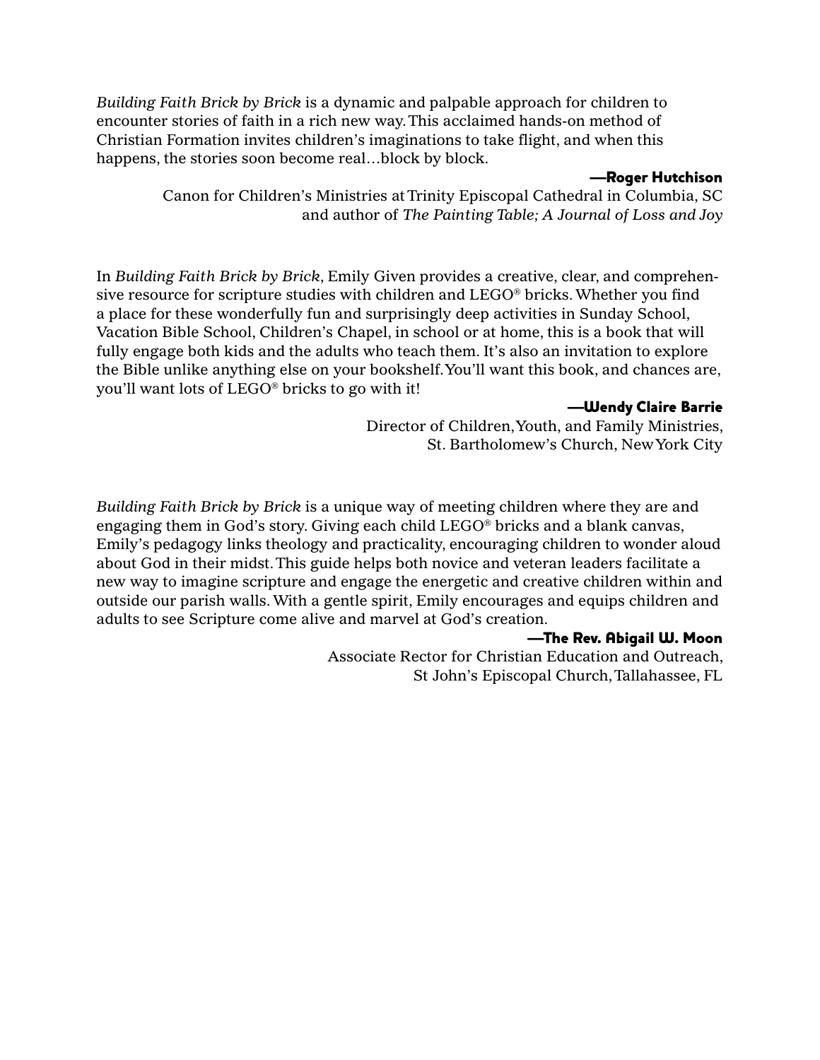*Building Faith Brick by Brick* is a dynamic and palpable approach for children to encounter stories of faith in a rich new way. This acclaimed hands-on method of Christian Formation invites children's imaginations to take flight, and when this happens, the stories soon become real…block by block.

**—Roger Hutchison**
Canon for Children's Ministries at Trinity Episcopal Cathedral in Columbia, SC
and author of *The Painting Table; A Journal of Loss and Joy*

In *Building Faith Brick by Brick*, Emily Given provides a creative, clear, and comprehensive resource for scripture studies with children and LEGO® bricks. Whether you find a place for these wonderfully fun and surprisingly deep activities in Sunday School, Vacation Bible School, Children's Chapel, in school or at home, this is a book that will fully engage both kids and the adults who teach them. It's also an invitation to explore the Bible unlike anything else on your bookshelf. You'll want this book, and chances are, you'll want lots of LEGO® bricks to go with it!

**—Wendy Claire Barrie**
Director of Children, Youth, and Family Ministries,
St. Bartholomew's Church, New York City

*Building Faith Brick by Brick* is a unique way of meeting children where they are and engaging them in God's story. Giving each child LEGO® bricks and a blank canvas, Emily's pedagogy links theology and practicality, encouraging children to wonder aloud about God in their midst. This guide helps both novice and veteran leaders facilitate a new way to imagine scripture and engage the energetic and creative children within and outside our parish walls. With a gentle spirit, Emily encourages and equips children and adults to see Scripture come alive and marvel at God's creation.

**—The Rev. Abigail W. Moon**
Associate Rector for Christian Education and Outreach,
St John's Episcopal Church, Tallahassee, FL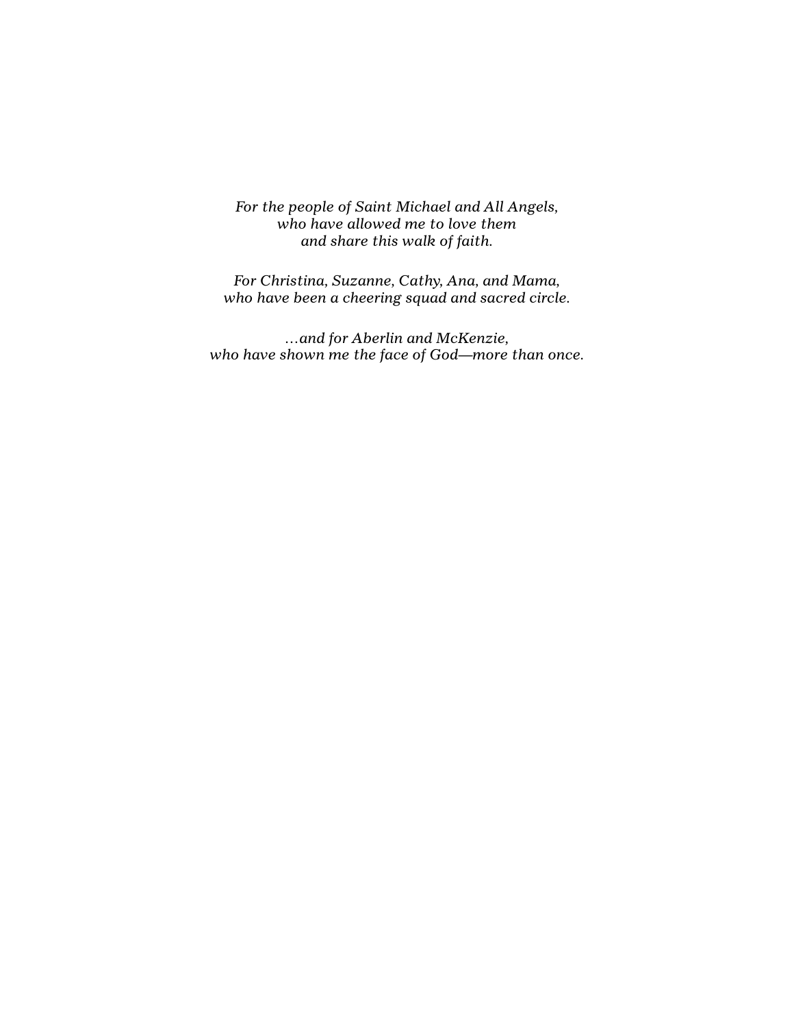*For the people of Saint Michael and All Angels,*
*who have allowed me to love them*
*and share this walk of faith.*

*For Christina, Suzanne, Cathy, Ana, and Mama,*
*who have been a cheering squad and sacred circle.*

*…and for Aberlin and McKenzie,*
*who have shown me the face of God—more than once.*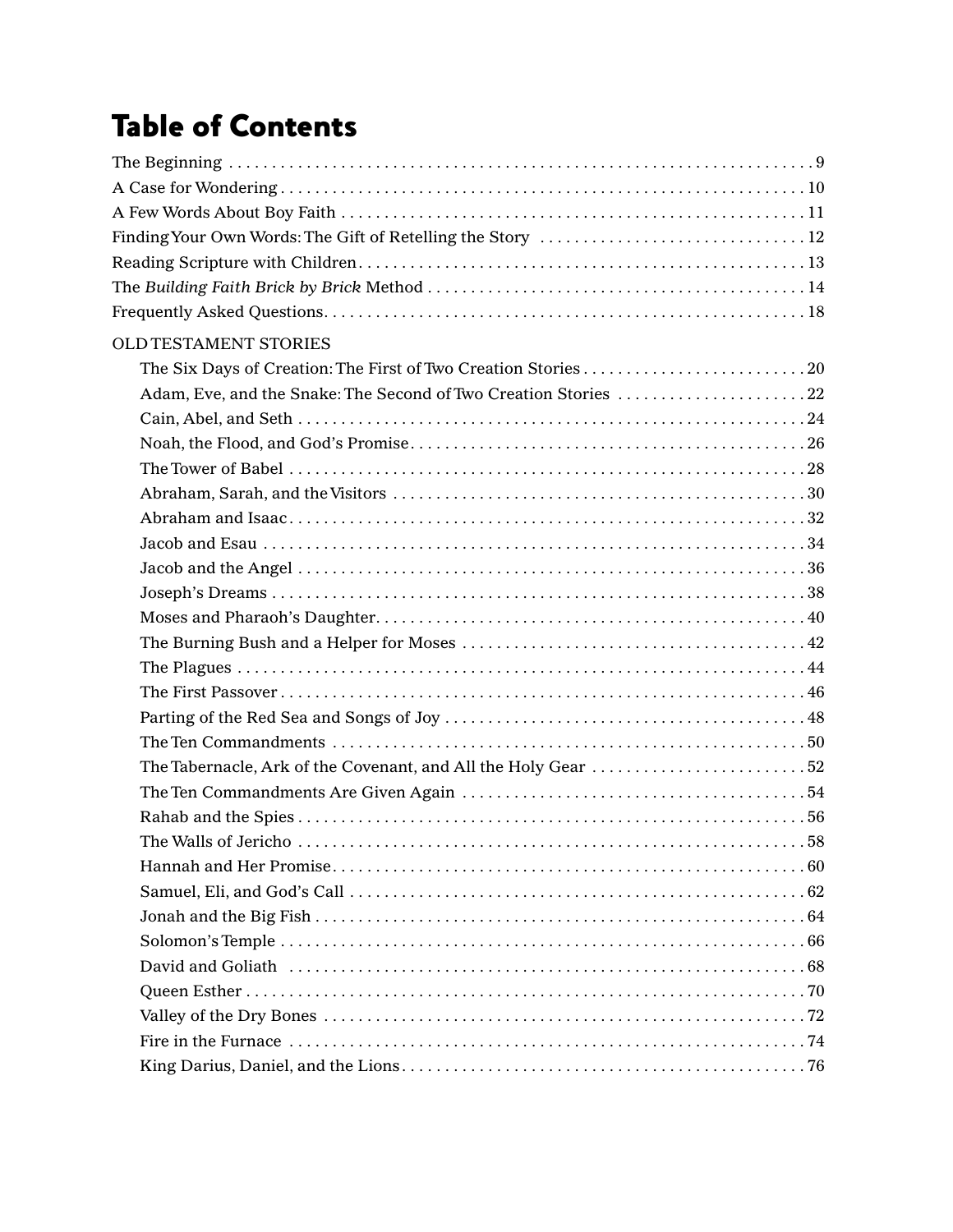# Table of Contents

The Beginning . . . . . . . . . . . . . . . . . . . . . . . . . . . . . . . . . . . . . . . . . . . . . . . . . . . . . . . . . . . . . . . . . . . . . . 9
A Case for Wondering . . . . . . . . . . . . . . . . . . . . . . . . . . . . . . . . . . . . . . . . . . . . . . . . . . . . . . . . . . . . . . . . 10
A Few Words About Boy Faith . . . . . . . . . . . . . . . . . . . . . . . . . . . . . . . . . . . . . . . . . . . . . . . . . . . . . . . . 11
Finding Your Own Words: The Gift of Retelling the Story . . . . . . . . . . . . . . . . . . . . . . . . . . . . . . . 12
Reading Scripture with Children . . . . . . . . . . . . . . . . . . . . . . . . . . . . . . . . . . . . . . . . . . . . . . . . . . . . . 13
The *Building Faith Brick by Brick* Method . . . . . . . . . . . . . . . . . . . . . . . . . . . . . . . . . . . . . . . . . . . . 14
Frequently Asked Questions . . . . . . . . . . . . . . . . . . . . . . . . . . . . . . . . . . . . . . . . . . . . . . . . . . . . . . . . . 18

OLD TESTAMENT STORIES

- The Six Days of Creation: The First of Two Creation Stories . . . . . . . . . . . . . . . . . . . . . . . . . . 20
- Adam, Eve, and the Snake: The Second of Two Creation Stories . . . . . . . . . . . . . . . . . . . . . . 22
- Cain, Abel, and Seth . . . . . . . . . . . . . . . . . . . . . . . . . . . . . . . . . . . . . . . . . . . . . . . . . . . . . . . . . . . . 24
- Noah, the Flood, and God's Promise . . . . . . . . . . . . . . . . . . . . . . . . . . . . . . . . . . . . . . . . . . . . . . 26
- The Tower of Babel . . . . . . . . . . . . . . . . . . . . . . . . . . . . . . . . . . . . . . . . . . . . . . . . . . . . . . . . . . . . 28
- Abraham, Sarah, and the Visitors . . . . . . . . . . . . . . . . . . . . . . . . . . . . . . . . . . . . . . . . . . . . . . . . . 30
- Abraham and Isaac . . . . . . . . . . . . . . . . . . . . . . . . . . . . . . . . . . . . . . . . . . . . . . . . . . . . . . . . . . . . . 32
- Jacob and Esau . . . . . . . . . . . . . . . . . . . . . . . . . . . . . . . . . . . . . . . . . . . . . . . . . . . . . . . . . . . . . . . 34
- Jacob and the Angel . . . . . . . . . . . . . . . . . . . . . . . . . . . . . . . . . . . . . . . . . . . . . . . . . . . . . . . . . . . 36
- Joseph's Dreams . . . . . . . . . . . . . . . . . . . . . . . . . . . . . . . . . . . . . . . . . . . . . . . . . . . . . . . . . . . . . . 38
- Moses and Pharaoh's Daughter . . . . . . . . . . . . . . . . . . . . . . . . . . . . . . . . . . . . . . . . . . . . . . . . . . . 40
- The Burning Bush and a Helper for Moses . . . . . . . . . . . . . . . . . . . . . . . . . . . . . . . . . . . . . . . . . . 42
- The Plagues . . . . . . . . . . . . . . . . . . . . . . . . . . . . . . . . . . . . . . . . . . . . . . . . . . . . . . . . . . . . . . . . . . 44
- The First Passover . . . . . . . . . . . . . . . . . . . . . . . . . . . . . . . . . . . . . . . . . . . . . . . . . . . . . . . . . . . . . 46
- Parting of the Red Sea and Songs of Joy . . . . . . . . . . . . . . . . . . . . . . . . . . . . . . . . . . . . . . . . . . . 48
- The Ten Commandments . . . . . . . . . . . . . . . . . . . . . . . . . . . . . . . . . . . . . . . . . . . . . . . . . . . . . . . . 50
- The Tabernacle, Ark of the Covenant, and All the Holy Gear . . . . . . . . . . . . . . . . . . . . . . . . . . 52
- The Ten Commandments Are Given Again . . . . . . . . . . . . . . . . . . . . . . . . . . . . . . . . . . . . . . . . . 54
- Rahab and the Spies . . . . . . . . . . . . . . . . . . . . . . . . . . . . . . . . . . . . . . . . . . . . . . . . . . . . . . . . . . . 56
- The Walls of Jericho . . . . . . . . . . . . . . . . . . . . . . . . . . . . . . . . . . . . . . . . . . . . . . . . . . . . . . . . . . . 58
- Hannah and Her Promise . . . . . . . . . . . . . . . . . . . . . . . . . . . . . . . . . . . . . . . . . . . . . . . . . . . . . . . . 60
- Samuel, Eli, and God's Call . . . . . . . . . . . . . . . . . . . . . . . . . . . . . . . . . . . . . . . . . . . . . . . . . . . . . . 62
- Jonah and the Big Fish . . . . . . . . . . . . . . . . . . . . . . . . . . . . . . . . . . . . . . . . . . . . . . . . . . . . . . . . . . 64
- Solomon's Temple . . . . . . . . . . . . . . . . . . . . . . . . . . . . . . . . . . . . . . . . . . . . . . . . . . . . . . . . . . . . . 66
- David and Goliath . . . . . . . . . . . . . . . . . . . . . . . . . . . . . . . . . . . . . . . . . . . . . . . . . . . . . . . . . . . . . 68
- Queen Esther . . . . . . . . . . . . . . . . . . . . . . . . . . . . . . . . . . . . . . . . . . . . . . . . . . . . . . . . . . . . . . . . . 70
- Valley of the Dry Bones . . . . . . . . . . . . . . . . . . . . . . . . . . . . . . . . . . . . . . . . . . . . . . . . . . . . . . . . . 72
- Fire in the Furnace . . . . . . . . . . . . . . . . . . . . . . . . . . . . . . . . . . . . . . . . . . . . . . . . . . . . . . . . . . . . 74
- King Darius, Daniel, and the Lions . . . . . . . . . . . . . . . . . . . . . . . . . . . . . . . . . . . . . . . . . . . . . . . . 76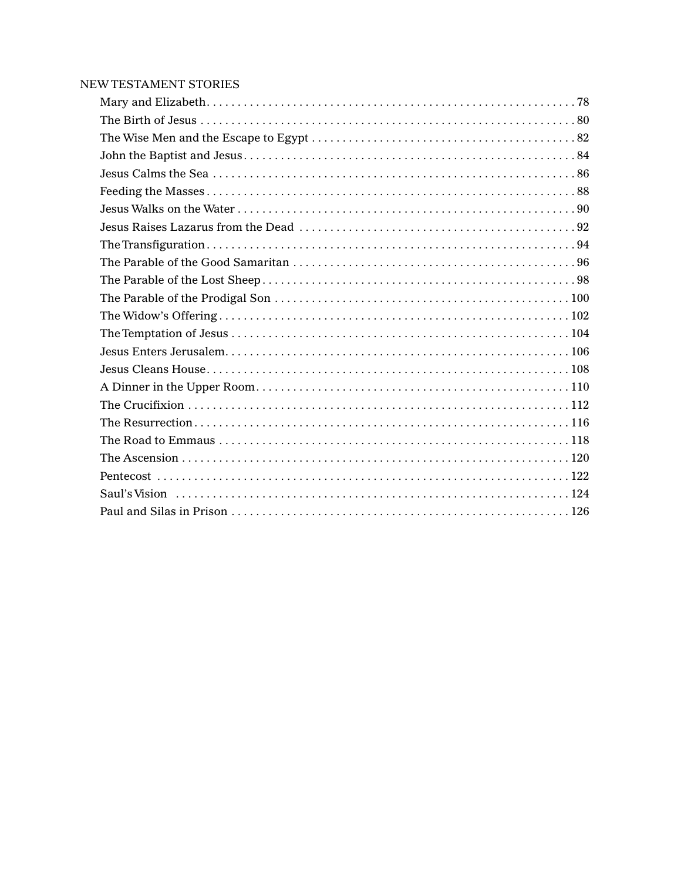## NEW TESTAMENT STORIES

| | |
|---|---|
| Mary and Elizabeth | 78 |
| The Birth of Jesus | 80 |
| The Wise Men and the Escape to Egypt | 82 |
| John the Baptist and Jesus | 84 |
| Jesus Calms the Sea | 86 |
| Feeding the Masses | 88 |
| Jesus Walks on the Water | 90 |
| Jesus Raises Lazarus from the Dead | 92 |
| The Transfiguration | 94 |
| The Parable of the Good Samaritan | 96 |
| The Parable of the Lost Sheep | 98 |
| The Parable of the Prodigal Son | 100 |
| The Widow's Offering | 102 |
| The Temptation of Jesus | 104 |
| Jesus Enters Jerusalem | 106 |
| Jesus Cleans House | 108 |
| A Dinner in the Upper Room | 110 |
| The Crucifixion | 112 |
| The Resurrection | 116 |
| The Road to Emmaus | 118 |
| The Ascension | 120 |
| Pentecost | 122 |
| Saul's Vision | 124 |
| Paul and Silas in Prison | 126 |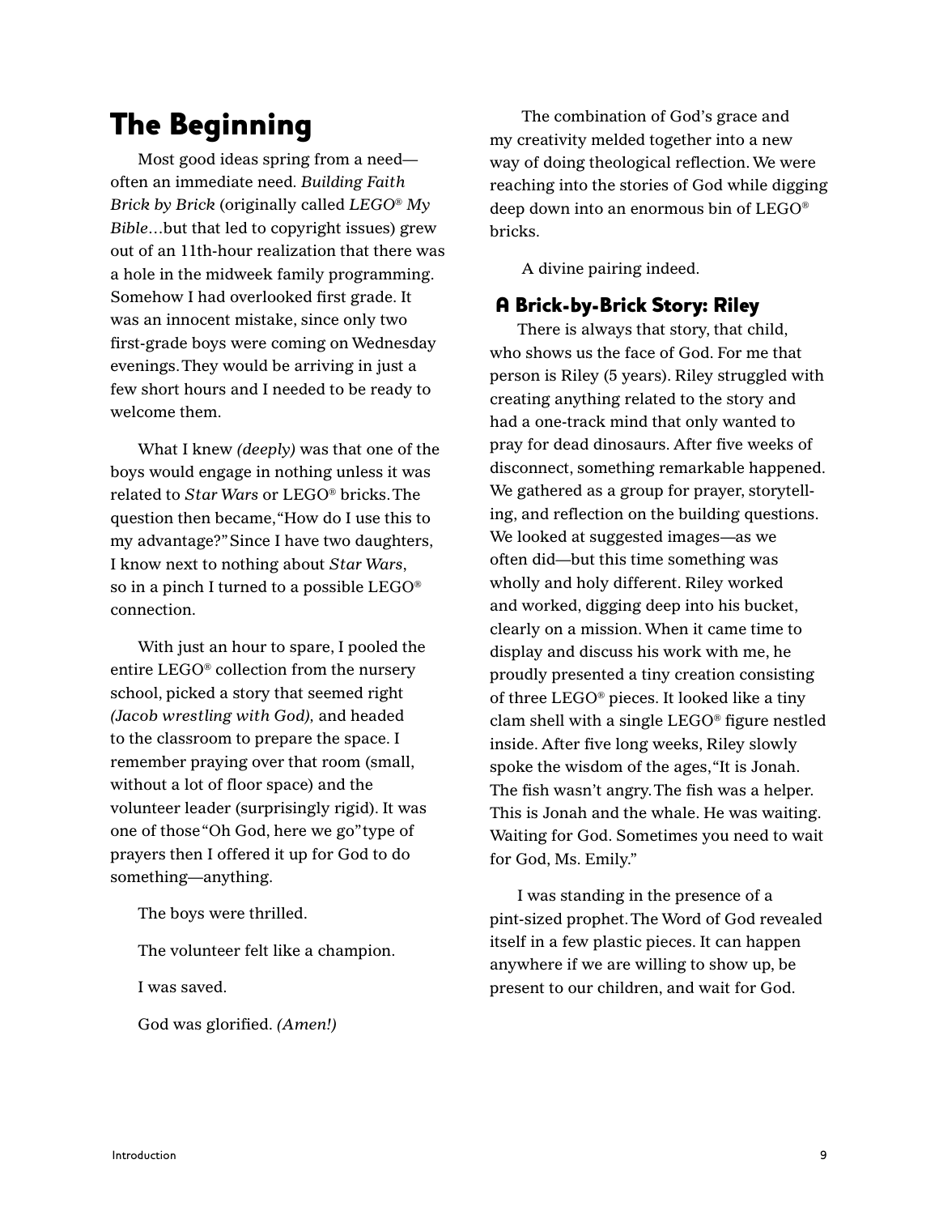## The Beginning

Most good ideas spring from a need—often an immediate need. *Building Faith Brick by Brick* (originally called *LEGO® My Bible*…but that led to copyright issues) grew out of an 11th-hour realization that there was a hole in the midweek family programming. Somehow I had overlooked first grade. It was an innocent mistake, since only two first-grade boys were coming on Wednesday evenings. They would be arriving in just a few short hours and I needed to be ready to welcome them.

What I knew *(deeply)* was that one of the boys would engage in nothing unless it was related to *Star Wars* or LEGO® bricks. The question then became, "How do I use this to my advantage?" Since I have two daughters, I know next to nothing about *Star Wars*, so in a pinch I turned to a possible LEGO® connection.

With just an hour to spare, I pooled the entire LEGO® collection from the nursery school, picked a story that seemed right *(Jacob wrestling with God),* and headed to the classroom to prepare the space. I remember praying over that room (small, without a lot of floor space) and the volunteer leader (surprisingly rigid). It was one of those "Oh God, here we go" type of prayers then I offered it up for God to do something—anything.

The boys were thrilled.

The volunteer felt like a champion.

I was saved.

God was glorified. *(Amen!)*

The combination of God's grace and my creativity melded together into a new way of doing theological reflection. We were reaching into the stories of God while digging deep down into an enormous bin of LEGO® bricks.

A divine pairing indeed.

### A Brick-by-Brick Story: Riley

There is always that story, that child, who shows us the face of God. For me that person is Riley (5 years). Riley struggled with creating anything related to the story and had a one-track mind that only wanted to pray for dead dinosaurs. After five weeks of disconnect, something remarkable happened. We gathered as a group for prayer, storytelling, and reflection on the building questions. We looked at suggested images—as we often did—but this time something was wholly and holy different. Riley worked and worked, digging deep into his bucket, clearly on a mission. When it came time to display and discuss his work with me, he proudly presented a tiny creation consisting of three LEGO® pieces. It looked like a tiny clam shell with a single LEGO® figure nestled inside. After five long weeks, Riley slowly spoke the wisdom of the ages, "It is Jonah. The fish wasn't angry. The fish was a helper. This is Jonah and the whale. He was waiting. Waiting for God. Sometimes you need to wait for God, Ms. Emily."

I was standing in the presence of a pint-sized prophet. The Word of God revealed itself in a few plastic pieces. It can happen anywhere if we are willing to show up, be present to our children, and wait for God.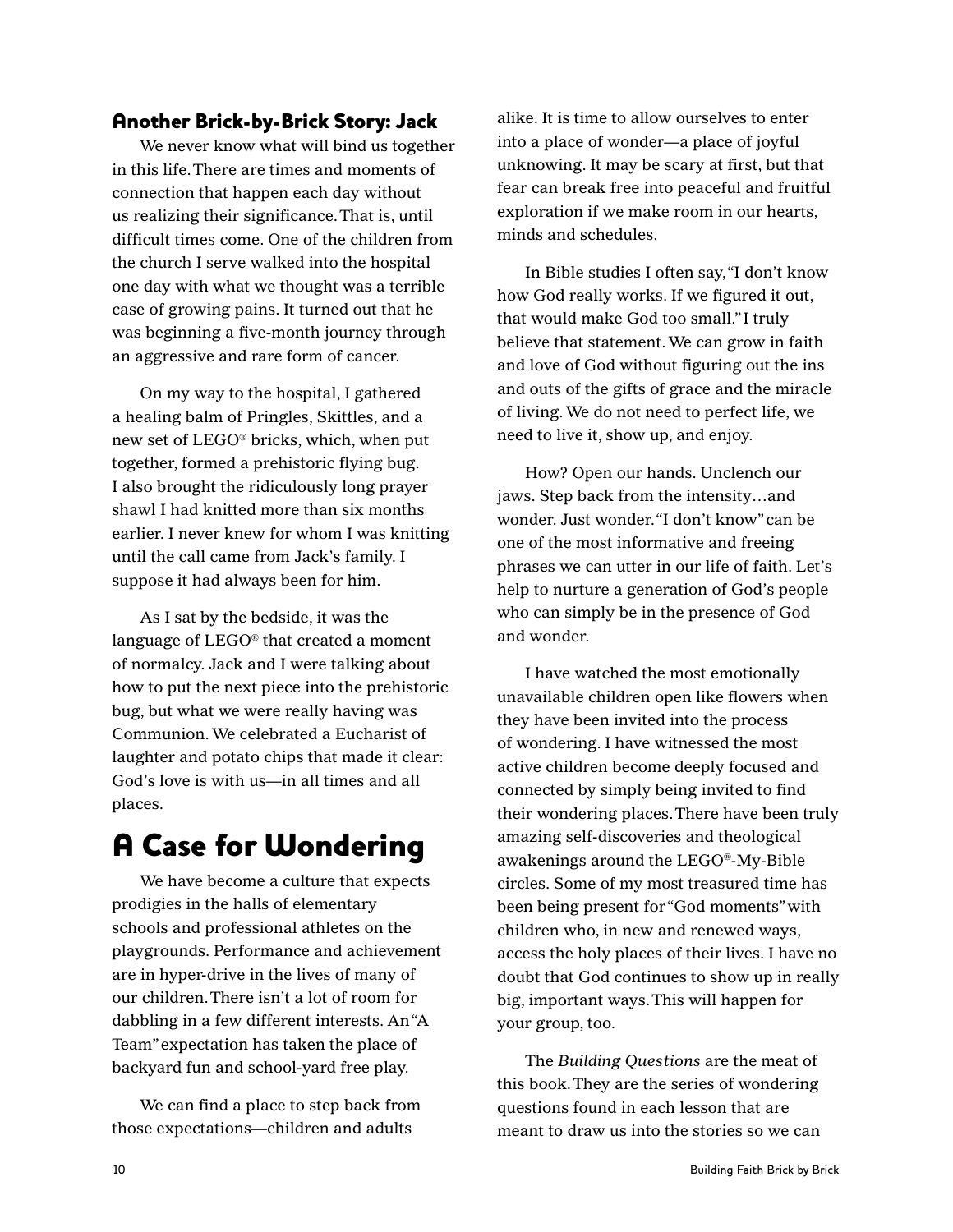### Another Brick-by-Brick Story: Jack

We never know what will bind us together in this life. There are times and moments of connection that happen each day without us realizing their significance. That is, until difficult times come. One of the children from the church I serve walked into the hospital one day with what we thought was a terrible case of growing pains. It turned out that he was beginning a five-month journey through an aggressive and rare form of cancer.

On my way to the hospital, I gathered a healing balm of Pringles, Skittles, and a new set of LEGO® bricks, which, when put together, formed a prehistoric flying bug. I also brought the ridiculously long prayer shawl I had knitted more than six months earlier. I never knew for whom I was knitting until the call came from Jack's family. I suppose it had always been for him.

As I sat by the bedside, it was the language of LEGO® that created a moment of normalcy. Jack and I were talking about how to put the next piece into the prehistoric bug, but what we were really having was Communion. We celebrated a Eucharist of laughter and potato chips that made it clear: God's love is with us—in all times and all places.

## A Case for Wondering

We have become a culture that expects prodigies in the halls of elementary schools and professional athletes on the playgrounds. Performance and achievement are in hyper-drive in the lives of many of our children. There isn't a lot of room for dabbling in a few different interests. An "A Team" expectation has taken the place of backyard fun and school-yard free play.

We can find a place to step back from those expectations—children and adults alike. It is time to allow ourselves to enter into a place of wonder—a place of joyful unknowing. It may be scary at first, but that fear can break free into peaceful and fruitful exploration if we make room in our hearts, minds and schedules.

In Bible studies I often say, "I don't know how God really works. If we figured it out, that would make God too small." I truly believe that statement. We can grow in faith and love of God without figuring out the ins and outs of the gifts of grace and the miracle of living. We do not need to perfect life, we need to live it, show up, and enjoy.

How? Open our hands. Unclench our jaws. Step back from the intensity…and wonder. Just wonder. "I don't know" can be one of the most informative and freeing phrases we can utter in our life of faith. Let's help to nurture a generation of God's people who can simply be in the presence of God and wonder.

I have watched the most emotionally unavailable children open like flowers when they have been invited into the process of wondering. I have witnessed the most active children become deeply focused and connected by simply being invited to find their wondering places. There have been truly amazing self-discoveries and theological awakenings around the LEGO®-My-Bible circles. Some of my most treasured time has been being present for "God moments" with children who, in new and renewed ways, access the holy places of their lives. I have no doubt that God continues to show up in really big, important ways. This will happen for your group, too.

The *Building Questions* are the meat of this book. They are the series of wondering questions found in each lesson that are meant to draw us into the stories so we can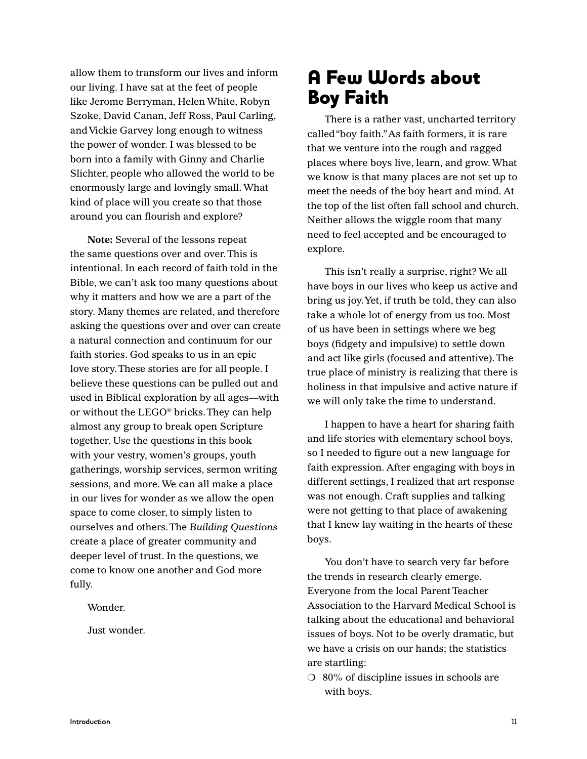allow them to transform our lives and inform our living. I have sat at the feet of people like Jerome Berryman, Helen White, Robyn Szoke, David Canan, Jeff Ross, Paul Carling, and Vickie Garvey long enough to witness the power of wonder. I was blessed to be born into a family with Ginny and Charlie Slichter, people who allowed the world to be enormously large and lovingly small. What kind of place will you create so that those around you can flourish and explore?

**Note:** Several of the lessons repeat the same questions over and over. This is intentional. In each record of faith told in the Bible, we can't ask too many questions about why it matters and how we are a part of the story. Many themes are related, and therefore asking the questions over and over can create a natural connection and continuum for our faith stories. God speaks to us in an epic love story. These stories are for all people. I believe these questions can be pulled out and used in Biblical exploration by all ages—with or without the LEGO® bricks. They can help almost any group to break open Scripture together. Use the questions in this book with your vestry, women's groups, youth gatherings, worship services, sermon writing sessions, and more. We can all make a place in our lives for wonder as we allow the open space to come closer, to simply listen to ourselves and others. The *Building Questions* create a place of greater community and deeper level of trust. In the questions, we come to know one another and God more fully.

Wonder.

Just wonder.

## A Few Words about Boy Faith

There is a rather vast, uncharted territory called "boy faith." As faith formers, it is rare that we venture into the rough and ragged places where boys live, learn, and grow. What we know is that many places are not set up to meet the needs of the boy heart and mind. At the top of the list often fall school and church. Neither allows the wiggle room that many need to feel accepted and be encouraged to explore.

This isn't really a surprise, right? We all have boys in our lives who keep us active and bring us joy. Yet, if truth be told, they can also take a whole lot of energy from us too. Most of us have been in settings where we beg boys (fidgety and impulsive) to settle down and act like girls (focused and attentive). The true place of ministry is realizing that there is holiness in that impulsive and active nature if we will only take the time to understand.

I happen to have a heart for sharing faith and life stories with elementary school boys, so I needed to figure out a new language for faith expression. After engaging with boys in different settings, I realized that art response was not enough. Craft supplies and talking were not getting to that place of awakening that I knew lay waiting in the hearts of these boys.

You don't have to search very far before the trends in research clearly emerge. Everyone from the local Parent Teacher Association to the Harvard Medical School is talking about the educational and behavioral issues of boys. Not to be overly dramatic, but we have a crisis on our hands; the statistics are startling:

- 80% of discipline issues in schools are with boys.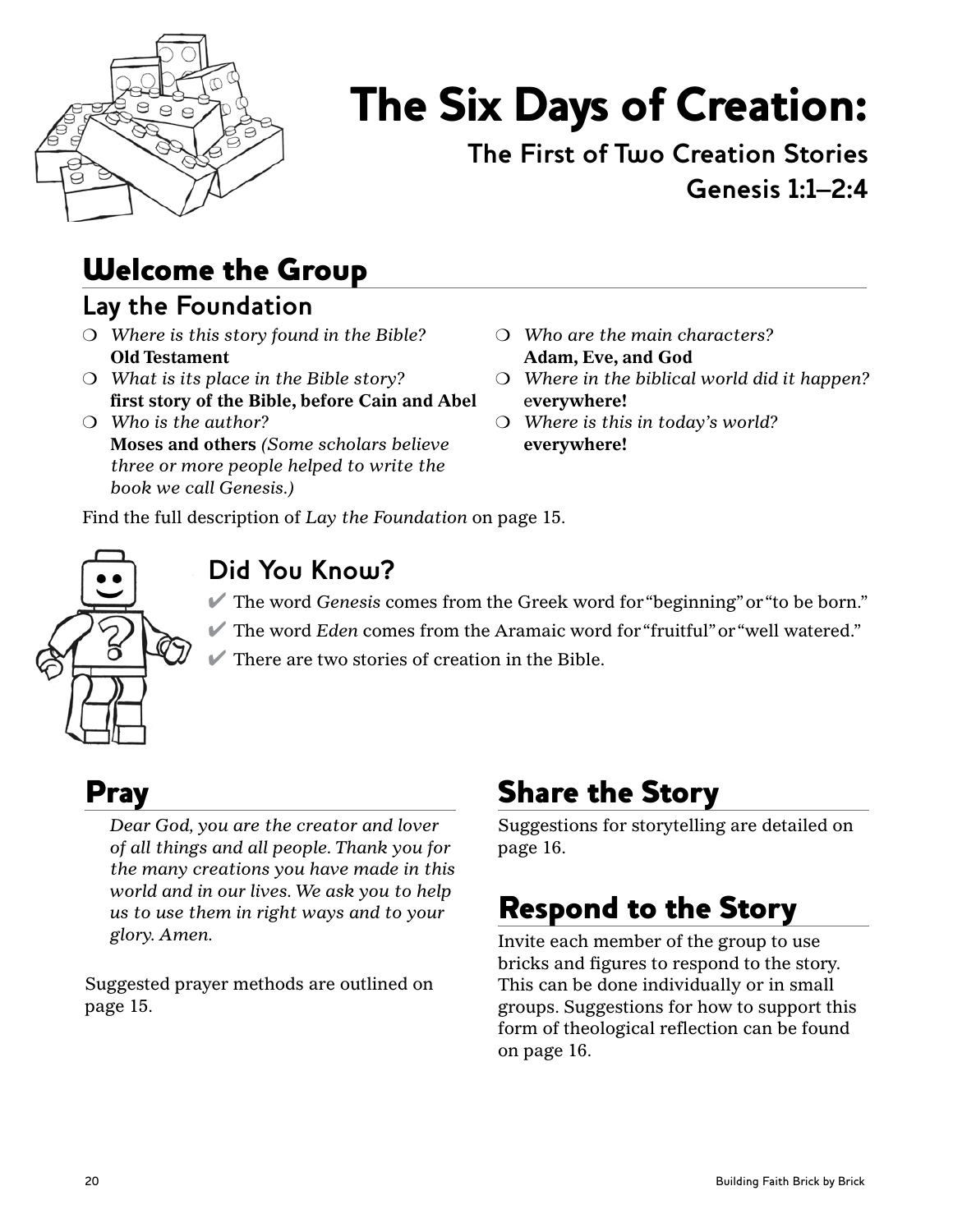# The Six Days of Creation:

### The First of Two Creation Stories
### Genesis 1:1–2:4

## Welcome the Group

### Lay the Foundation

- *Where is this story found in the Bible?*
  **Old Testament**
- *What is its place in the Bible story?*
  **first story of the Bible, before Cain and Abel**
- *Who is the author?*
  **Moses and others** *(Some scholars believe three or more people helped to write the book we call Genesis.)*
- *Who are the main characters?*
  **Adam, Eve, and God**
- *Where in the biblical world did it happen?*
  **everywhere!**
- *Where is this in today's world?*
  **everywhere!**

Find the full description of *Lay the Foundation* on page 15.

### Did You Know?

- ✔ The word *Genesis* comes from the Greek word for "beginning" or "to be born."
- ✔ The word *Eden* comes from the Aramaic word for "fruitful" or "well watered."
- ✔ There are two stories of creation in the Bible.

## Pray

*Dear God, you are the creator and lover of all things and all people. Thank you for the many creations you have made in this world and in our lives. We ask you to help us to use them in right ways and to your glory. Amen.*

Suggested prayer methods are outlined on page 15.

## Share the Story

Suggestions for storytelling are detailed on page 16.

## Respond to the Story

Invite each member of the group to use bricks and figures to respond to the story. This can be done individually or in small groups. Suggestions for how to support this form of theological reflection can be found on page 16.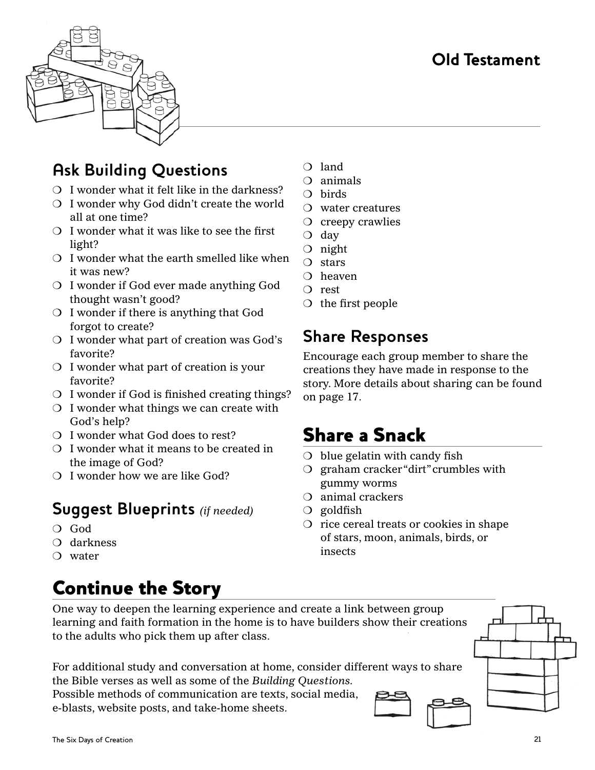## Old Testament

### Ask Building Questions

- ❍ I wonder what it felt like in the darkness?
- ❍ I wonder why God didn't create the world all at one time?
- ❍ I wonder what it was like to see the first light?
- ❍ I wonder what the earth smelled like when it was new?
- ❍ I wonder if God ever made anything God thought wasn't good?
- ❍ I wonder if there is anything that God forgot to create?
- ❍ I wonder what part of creation was God's favorite?
- ❍ I wonder what part of creation is your favorite?
- ❍ I wonder if God is finished creating things?
- ❍ I wonder what things we can create with God's help?
- ❍ I wonder what God does to rest?
- ❍ I wonder what it means to be created in the image of God?
- ❍ I wonder how we are like God?

### Suggest Blueprints *(if needed)*

- ❍ God
- ❍ darkness
- ❍ water
- ❍ land
- ❍ animals
- ❍ birds
- ❍ water creatures
- ❍ creepy crawlies
- ❍ day
- ❍ night
- ❍ stars
- ❍ heaven
- ❍ rest
- ❍ the first people

### Share Responses

Encourage each group member to share the creations they have made in response to the story. More details about sharing can be found on page 17.

## Share a Snack

- ❍ blue gelatin with candy fish
- ❍ graham cracker "dirt" crumbles with gummy worms
- ❍ animal crackers
- ❍ goldfish
- ❍ rice cereal treats or cookies in shape of stars, moon, animals, birds, or insects

## Continue the Story

One way to deepen the learning experience and create a link between group learning and faith formation in the home is to have builders show their creations to the adults who pick them up after class.

For additional study and conversation at home, consider different ways to share the Bible verses as well as some of the *Building Questions*. Possible methods of communication are texts, social media, e-blasts, website posts, and take-home sheets.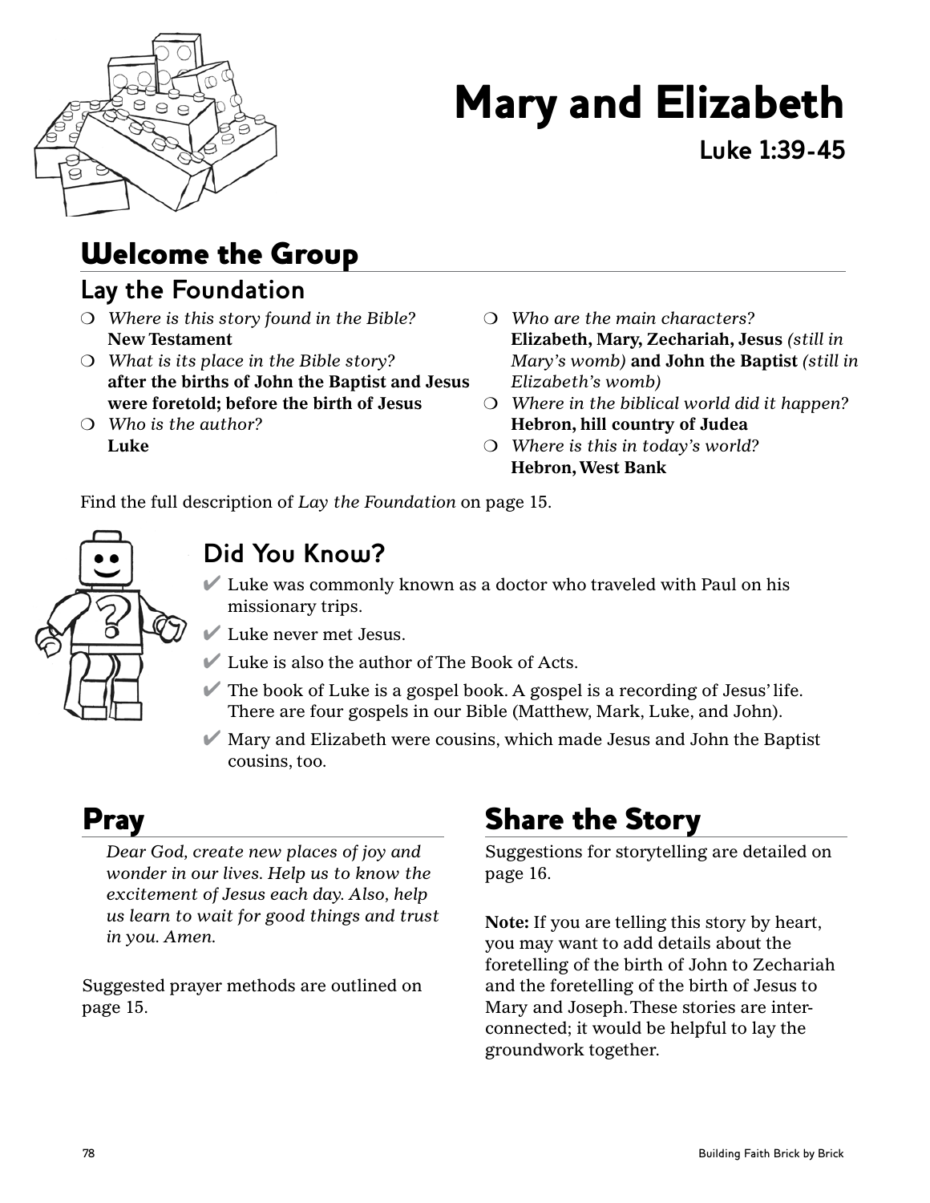# Mary and Elizabeth

**Luke 1:39-45**

## Welcome the Group

### Lay the Foundation

- *Where is this story found in the Bible?*
  **New Testament**
- *What is its place in the Bible story?*
  **after the births of John the Baptist and Jesus were foretold; before the birth of Jesus**
- *Who is the author?*
  **Luke**
- *Who are the main characters?*
  **Elizabeth, Mary, Zechariah, Jesus** *(still in Mary's womb)* **and John the Baptist** *(still in Elizabeth's womb)*
- *Where in the biblical world did it happen?*
  **Hebron, hill country of Judea**
- *Where is this in today's world?*
  **Hebron, West Bank**

Find the full description of *Lay the Foundation* on page 15.

### Did You Know?

- ✔ Luke was commonly known as a doctor who traveled with Paul on his missionary trips.
- ✔ Luke never met Jesus.
- ✔ Luke is also the author of The Book of Acts.
- ✔ The book of Luke is a gospel book. A gospel is a recording of Jesus' life. There are four gospels in our Bible (Matthew, Mark, Luke, and John).
- ✔ Mary and Elizabeth were cousins, which made Jesus and John the Baptist cousins, too.

## Pray

*Dear God, create new places of joy and wonder in our lives. Help us to know the excitement of Jesus each day. Also, help us learn to wait for good things and trust in you. Amen.*

Suggested prayer methods are outlined on page 15.

## Share the Story

Suggestions for storytelling are detailed on page 16.

**Note:** If you are telling this story by heart, you may want to add details about the foretelling of the birth of John to Zechariah and the foretelling of the birth of Jesus to Mary and Joseph. These stories are inter-connected; it would be helpful to lay the groundwork together.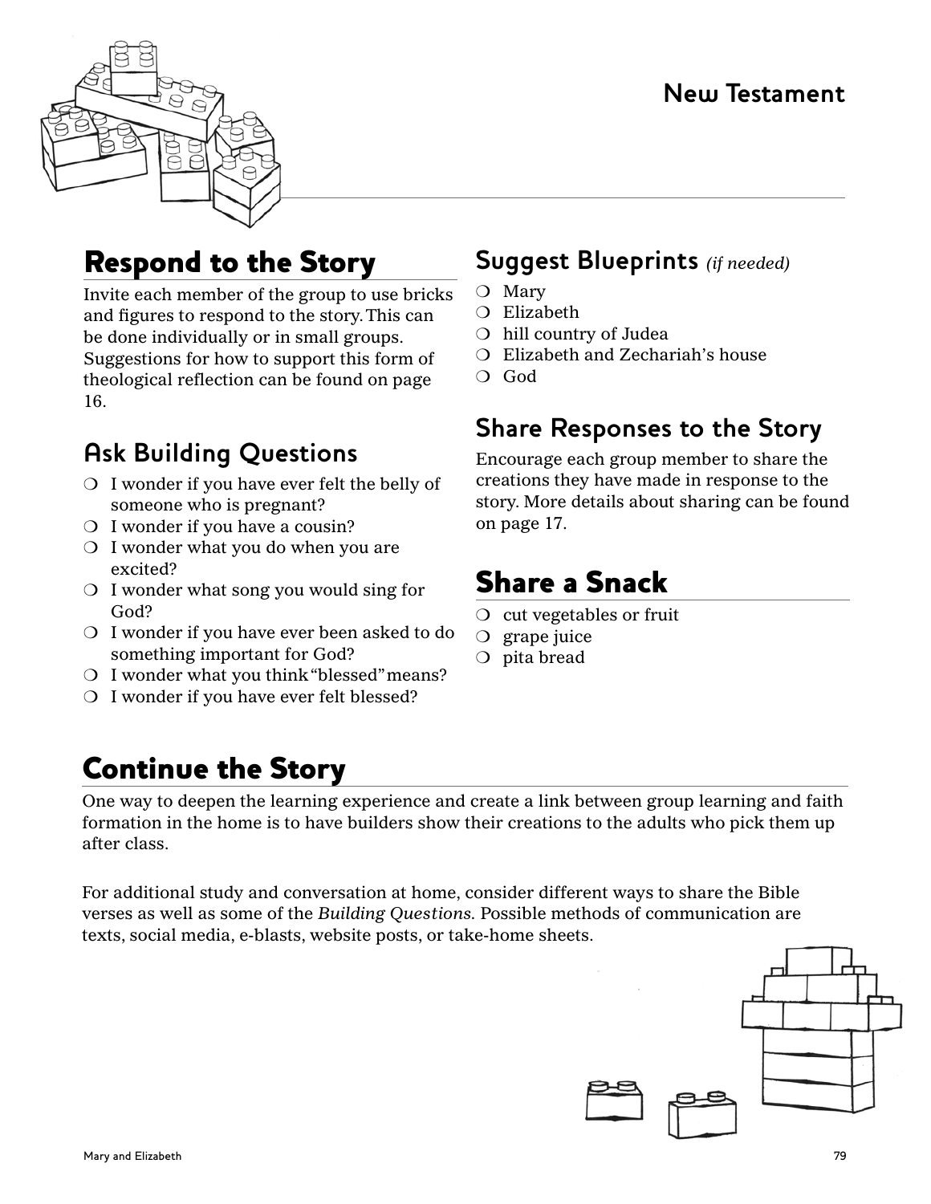## Respond to the Story

Invite each member of the group to use bricks and figures to respond to the story. This can be done individually or in small groups. Suggestions for how to support this form of theological reflection can be found on page 16.

### Ask Building Questions

- ❍ I wonder if you have ever felt the belly of someone who is pregnant?
- ❍ I wonder if you have a cousin?
- ❍ I wonder what you do when you are excited?
- ❍ I wonder what song you would sing for God?
- ❍ I wonder if you have ever been asked to do something important for God?
- ❍ I wonder what you think "blessed" means?
- ❍ I wonder if you have ever felt blessed?

### Suggest Blueprints *(if needed)*

- ❍ Mary
- ❍ Elizabeth
- ❍ hill country of Judea
- ❍ Elizabeth and Zechariah's house
- ❍ God

### Share Responses to the Story

Encourage each group member to share the creations they have made in response to the story. More details about sharing can be found on page 17.

## Share a Snack

- ❍ cut vegetables or fruit
- ❍ grape juice
- ❍ pita bread

## Continue the Story

One way to deepen the learning experience and create a link between group learning and faith formation in the home is to have builders show their creations to the adults who pick them up after class.

For additional study and conversation at home, consider different ways to share the Bible verses as well as some of the *Building Questions.* Possible methods of communication are texts, social media, e-blasts, website posts, or take-home sheets.